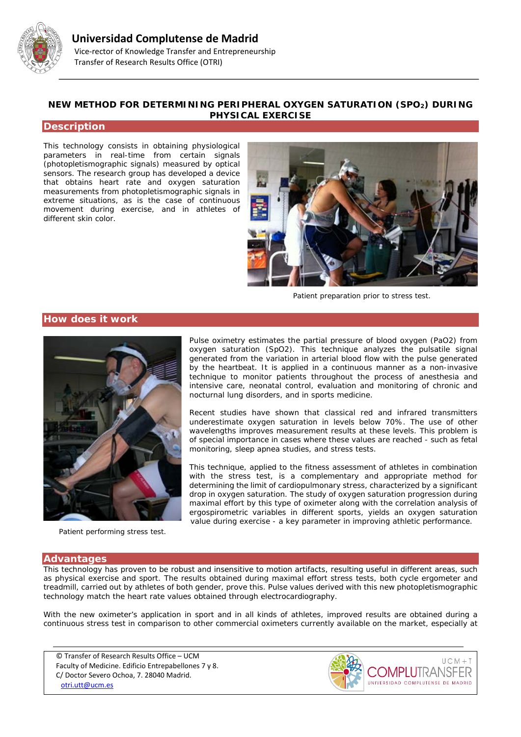# Universidad Complutense de Madrid

Vice-rector of Knowledge Transfer and Entrepreneurship
Transfer of Research Results Office (OTRI)

## NEW METHOD FOR DETERMINING PERIPHERAL OXYGEN SATURATION ($SPO_2$) DURING PHYSICAL EXERCISE

### Description

This technology consists in obtaining physiological parameters in real-time from certain signals (photopletismographic signals) measured by optical sensors. The research group has developed a device that obtains heart rate and oxygen saturation measurements from photopletismographic signals in extreme situations, as is the case of continuous movement during exercise, and in athletes of different skin color.

Patient preparation prior to stress test.

### How does it work

Pulse oximetry estimates the partial pressure of blood oxygen (PaO2) from oxygen saturation (SpO2). This technique analyzes the pulsatile signal generated from the variation in arterial blood flow with the pulse generated by the heartbeat. It is applied in a continuous manner as a non-invasive technique to monitor patients throughout the process of anesthesia and intensive care, neonatal control, evaluation and monitoring of chronic and nocturnal lung disorders, and in sports medicine.

Recent studies have shown that classical red and infrared transmitters underestimate oxygen saturation in levels below 70%. The use of other wavelengths improves measurement results at these levels. This problem is of special importance in cases where these values are reached - such as fetal monitoring, sleep apnea studies, and stress tests.

This technique, applied to the fitness assessment of athletes in combination with the stress test, is a complementary and appropriate method for determining the limit of cardiopulmonary stress, characterized by a significant drop in oxygen saturation. The study of oxygen saturation progression during maximal effort by this type of oximeter along with the correlation analysis of ergospirometric variables in different sports, yields an oxygen saturation value during exercise - a key parameter in improving athletic performance.

Patient performing stress test.

### Advantages

This technology has proven to be robust and insensitive to motion artifacts, resulting useful in different areas, such as physical exercise and sport. The results obtained during maximal effort stress tests, both cycle ergometer and treadmill, carried out by athletes of both gender, prove this. Pulse values derived with this new photoplethismographic technology match the heart rate values obtained through electrocardiography.

With the new oximeter's application in sport and in all kinds of athletes, improved results are obtained during a continuous stress test in comparison to other commercial oximeters currently available on the market, especially at

© Transfer of Research Results Office – UCM
Faculty of Medicine. Edificio Entrepabellones 7 y 8.
C/ Doctor Severo Ochoa, 7. 28040 Madrid.
otri.utt@ucm.es

UCM+T COMPLUTRANSFER UNIVERSIDAD COMPLUTENSE DE MADRID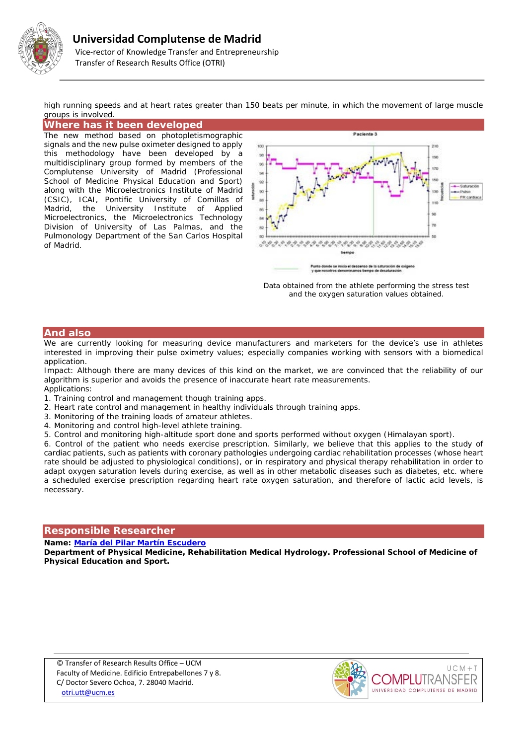high running speeds and at heart rates greater than 150 beats per minute, in which the movement of large muscle groups is involved.

## Where has it been developed

The new method based on photopletismographic signals and the new pulse oximeter designed to apply this methodology have been developed by a multidisciplinary group formed by members of the Complutense University of Madrid (Professional School of Medicine Physical Education and Sport) along with the Microelectronics Institute of Madrid (CSIC), ICAI, Pontific University of Comillas of Madrid, the University Institute of Applied Microelectronics, the Microelectronics Technology Division of University of Las Palmas, and the Pulmonology Department of the San Carlos Hospital of Madrid.

Paciente 3

saturación

frecuencias

tiempo

Saturación
Pulso
FR cardiaca

Punto donde se inicia el descenso de la saturación de oxígeno y que nosotros denominamos tiempo de desaturación

Data obtained from the athlete performing the stress test and the oxygen saturation values obtained.

## And also

We are currently looking for measuring device manufacturers and marketers for the device's use in athletes interested in improving their pulse oximetry values; especially companies working with sensors with a biomedical application.

Impact: Although there are many devices of this kind on the market, we are convinced that the reliability of our algorithm is superior and avoids the presence of inaccurate heart rate measurements.

Applications:

1. Training control and management though training apps.
2. Heart rate control and management in healthy individuals through training apps.
3. Monitoring of the training loads of amateur athletes.
4. Monitoring and control high-level athlete training.
5. Control and monitoring high-altitude sport done and sports performed without oxygen (Himalayan sport).
6. Control of the patient who needs exercise prescription. Similarly, we believe that this applies to the study of cardiac patients, such as patients with coronary pathologies undergoing cardiac rehabilitation processes (whose heart rate should be adjusted to physiological conditions), or in respiratory and physical therapy rehabilitation in order to adapt oxygen saturation levels during exercise, as well as in other metabolic diseases such as diabetes, etc. where a scheduled exercise prescription regarding heart rate oxygen saturation, and therefore of lactic acid levels, is necessary.

## Responsible Researcher

**Name: María del Pilar Martín Escudero**

**Department of Physical Medicine, Rehabilitation Medical Hydrology. Professional School of Medicine of Physical Education and Sport.**

© Transfer of Research Results Office – UCM
Faculty of Medicine. Edificio Entrepabellones 7 y 8.
C/ Doctor Severo Ochoa, 7. 28040 Madrid.
otri.utt@ucm.es